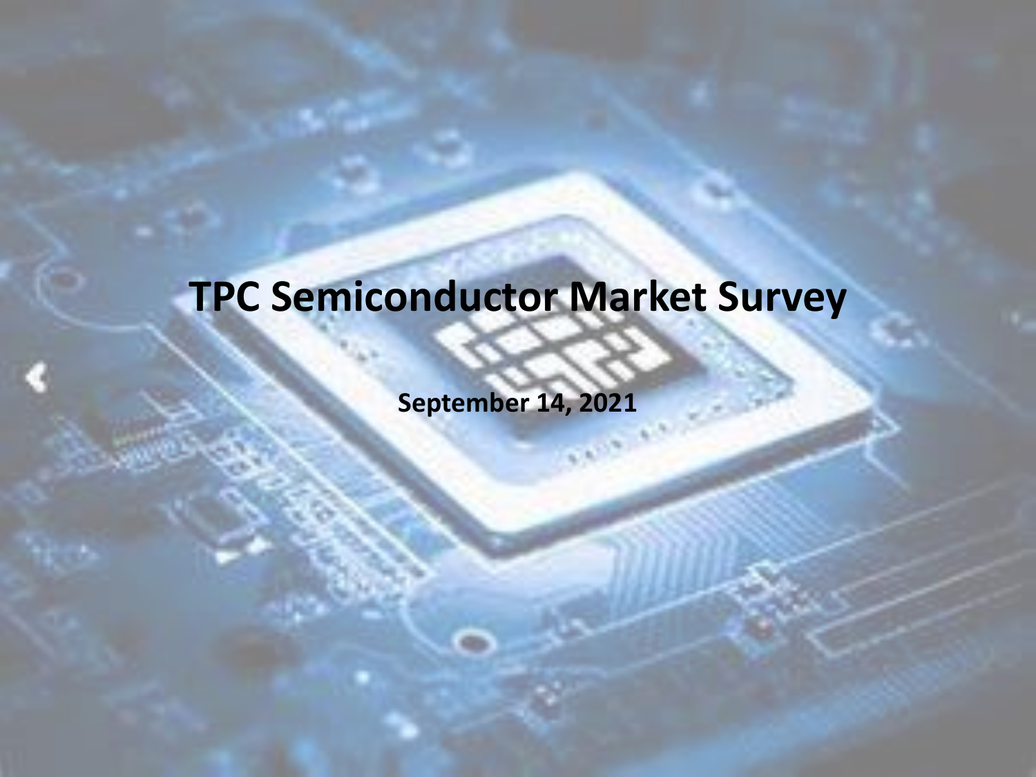# TPC Semiconductor Market Survey

**September 14, 2021**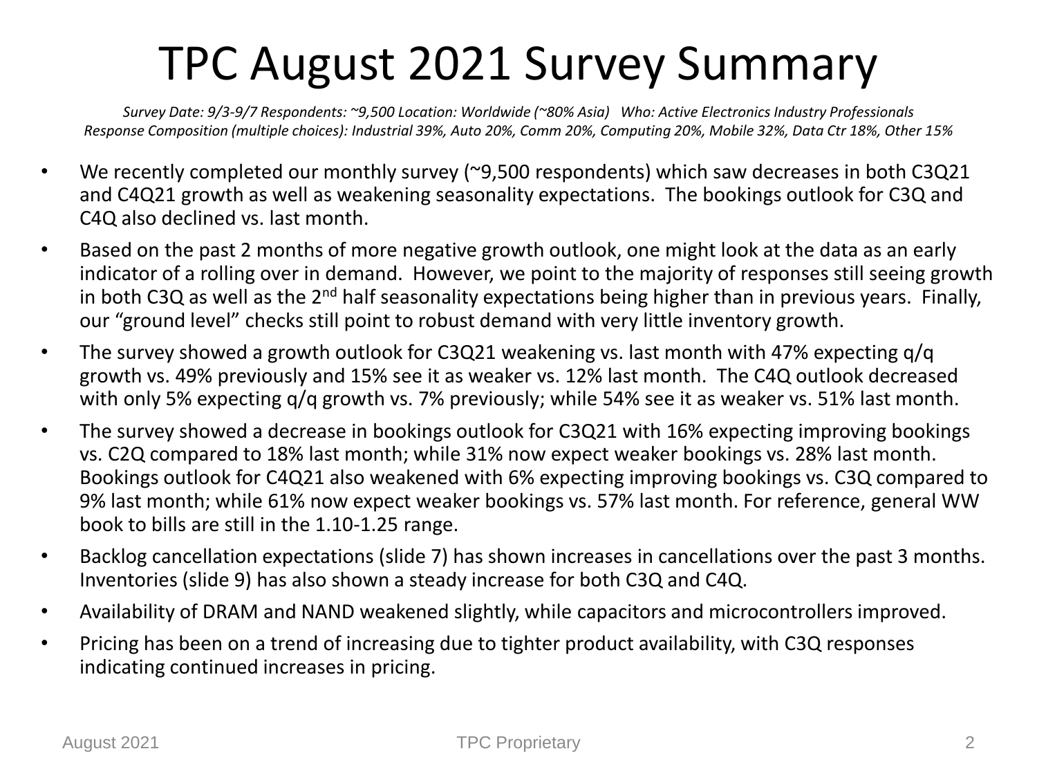# TPC August 2021 Survey Summary

*Survey Date: 9/3-9/7 Respondents: ~9,500 Location: Worldwide (~80% Asia) Who: Active Electronics Industry Professionals*
*Response Composition (multiple choices): Industrial 39%, Auto 20%, Comm 20%, Computing 20%, Mobile 32%, Data Ctr 18%, Other 15%*

- We recently completed our monthly survey (~9,500 respondents) which saw decreases in both C3Q21 and C4Q21 growth as well as weakening seasonality expectations. The bookings outlook for C3Q and C4Q also declined vs. last month.
- Based on the past 2 months of more negative growth outlook, one might look at the data as an early indicator of a rolling over in demand. However, we point to the majority of responses still seeing growth in both C3Q as well as the 2nd half seasonality expectations being higher than in previous years. Finally, our "ground level" checks still point to robust demand with very little inventory growth.
- The survey showed a growth outlook for C3Q21 weakening vs. last month with 47% expecting q/q growth vs. 49% previously and 15% see it as weaker vs. 12% last month. The C4Q outlook decreased with only 5% expecting q/q growth vs. 7% previously; while 54% see it as weaker vs. 51% last month.
- The survey showed a decrease in bookings outlook for C3Q21 with 16% expecting improving bookings vs. C2Q compared to 18% last month; while 31% now expect weaker bookings vs. 28% last month. Bookings outlook for C4Q21 also weakened with 6% expecting improving bookings vs. C3Q compared to 9% last month; while 61% now expect weaker bookings vs. 57% last month. For reference, general WW book to bills are still in the 1.10-1.25 range.
- Backlog cancellation expectations (slide 7) has shown increases in cancellations over the past 3 months. Inventories (slide 9) has also shown a steady increase for both C3Q and C4Q.
- Availability of DRAM and NAND weakened slightly, while capacitors and microcontrollers improved.
- Pricing has been on a trend of increasing due to tighter product availability, with C3Q responses indicating continued increases in pricing.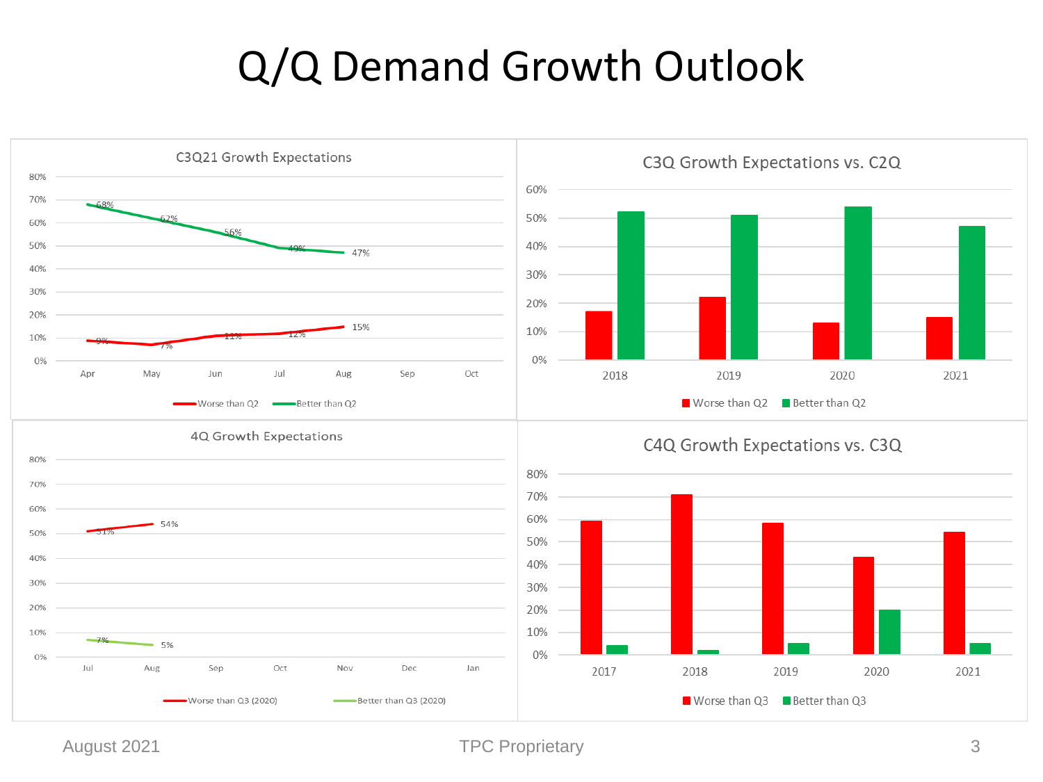# Q/Q Demand Growth Outlook

## C3Q21 Growth Expectations

| Month | Worse than Q2 | Better than Q2 |
|---|---|---|
| Apr | 9% | 68% |
| May | 7% | 62% |
| Jun | 11% | 56% |
| Jul | 12% | 49% |
| Aug | 15% | 47% |
| Sep | | |
| Oct | | |

## C3Q Growth Expectations vs. C2Q

Legend: Worse than Q2, Better than Q2

Years: 2018, 2019, 2020, 2021

## 4Q Growth Expectations

| Month | Worse than Q3 (2020) | Better than Q3 (2020) |
|---|---|---|
| Jul | 51% | 7% |
| Aug | 54% | 5% |
| Sep | | |
| Oct | | |
| Nov | | |
| Dec | | |
| Jan | | |

## C4Q Growth Expectations vs. C3Q

Legend: Worse than Q3, Better than Q3

Years: 2017, 2018, 2019, 2020, 2021

August 2021 TPC Proprietary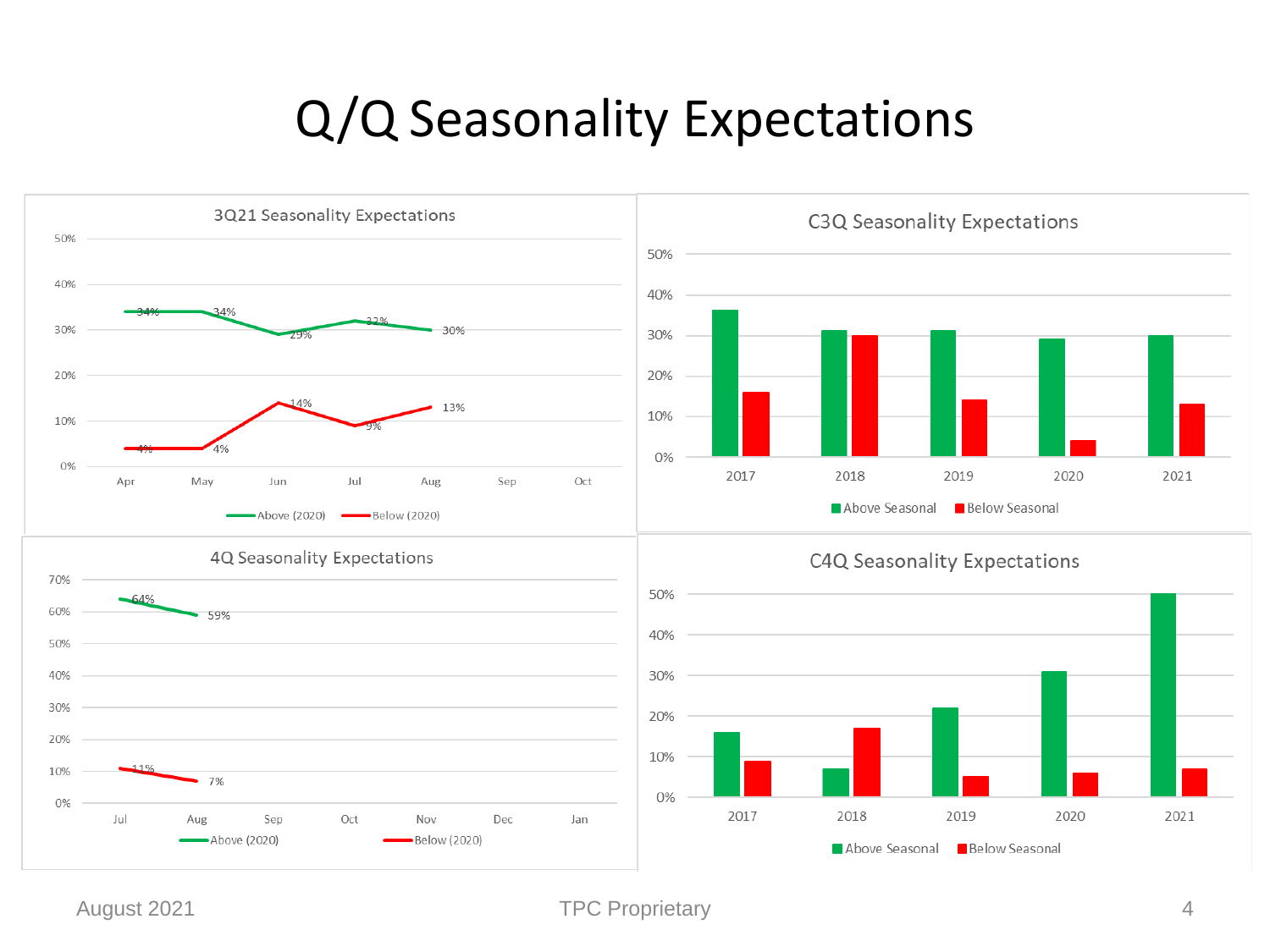# Q/Q Seasonality Expectations

### 3Q21 Seasonality Expectations

| | Apr | May | Jun | Jul | Aug | Sep | Oct |
|---|---|---|---|---|---|---|---|
| Above (2020) | 34% | 34% | 29% | 32% | 30% | | |
| Below (2020) | 4% | 4% | 14% | 9% | 13% | | |

### C3Q Seasonality Expectations

Above Seasonal / Below Seasonal, 2017–2021

### 4Q Seasonality Expectations

| | Jul | Aug | Sep | Oct | Nov | Dec | Jan |
|---|---|---|---|---|---|---|---|
| Above (2020) | 64% | 59% | | | | | |
| Below (2020) | 11% | 7% | | | | | |

### C4Q Seasonality Expectations

Above Seasonal / Below Seasonal, 2017–2021

August 2021 TPC Proprietary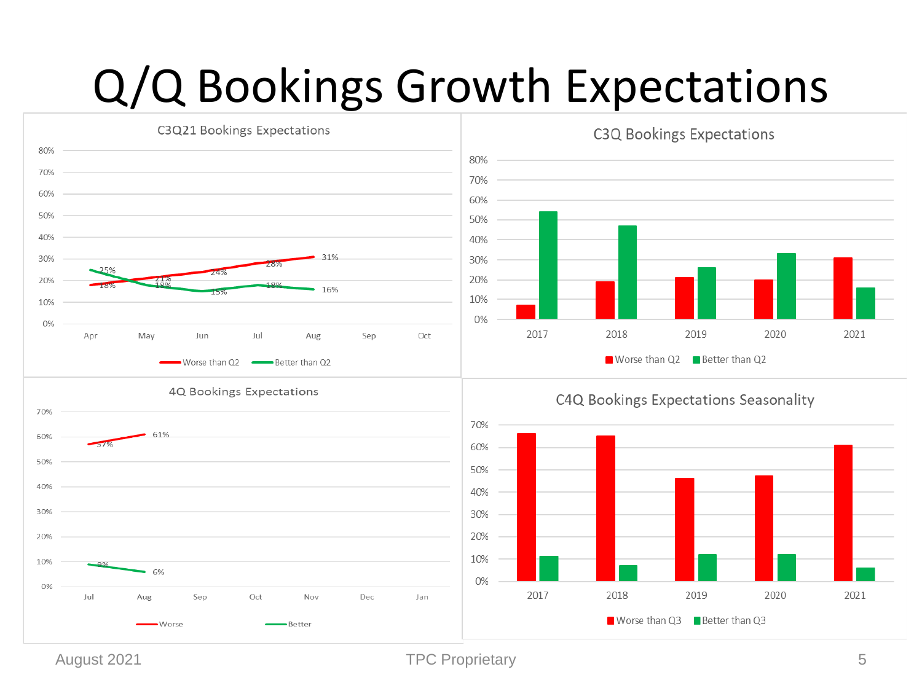# Q/Q Bookings Growth Expectations

### C3Q21 Bookings Expectations

| | Apr | May | Jun | Jul | Aug |
|---|---|---|---|---|---|
| Worse than Q2 | 18% | 21% | 24% | 28% | 31% |
| Better than Q2 | 25% | 18% | 15% | 18% | 16% |

### C3Q Bookings Expectations

| | 2017 | 2018 | 2019 | 2020 | 2021 |
|---|---|---|---|---|---|
| Worse than Q2 | | | | | |
| Better than Q2 | | | | | |

### 4Q Bookings Expectations

| | Jul | Aug |
|---|---|---|
| Worse | 57% | 61% |
| Better | 9% | 6% |

### C4Q Bookings Expectations Seasonality

| | 2017 | 2018 | 2019 | 2020 | 2021 |
|---|---|---|---|---|---|
| Worse than Q3 | | | | | |
| Better than Q3 | | | | | |

August 2021 TPC Proprietary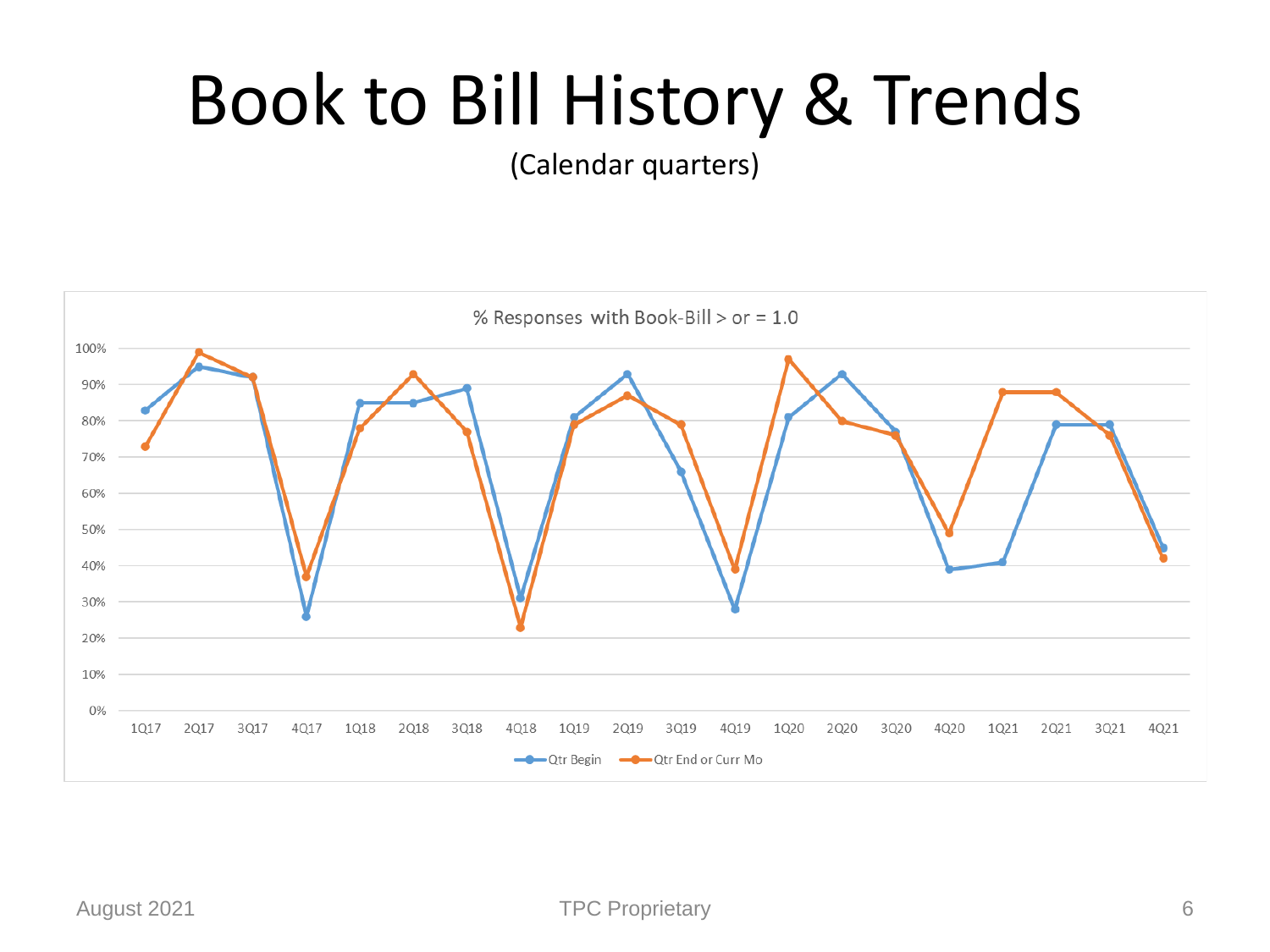# Book to Bill History & Trends

(Calendar quarters)

% Responses with Book-Bill > or = 1.0

| Quarter | Qtr Begin | Qtr End or Curr Mo |
|---|---|---|
| 1Q17 | 83% | 73% |
| 2Q17 | 95% | 99% |
| 3Q17 | 92% | 92% |
| 4Q17 | 26% | 37% |
| 1Q18 | 85% | 78% |
| 2Q18 | 85% | 93% |
| 3Q18 | 89% | 77% |
| 4Q18 | 31% | 23% |
| 1Q19 | 81% | 79% |
| 2Q19 | 93% | 87% |
| 3Q19 | 66% | 79% |
| 4Q19 | 28% | 39% |
| 1Q20 | 81% | 97% |
| 2Q20 | 93% | 80% |
| 3Q20 | 77% | 76% |
| 4Q20 | 39% | 49% |
| 1Q21 | 41% | 88% |
| 2Q21 | 79% | 88% |
| 3Q21 | 79% | 76% |
| 4Q21 | 45% | 42% |

August 2021 TPC Proprietary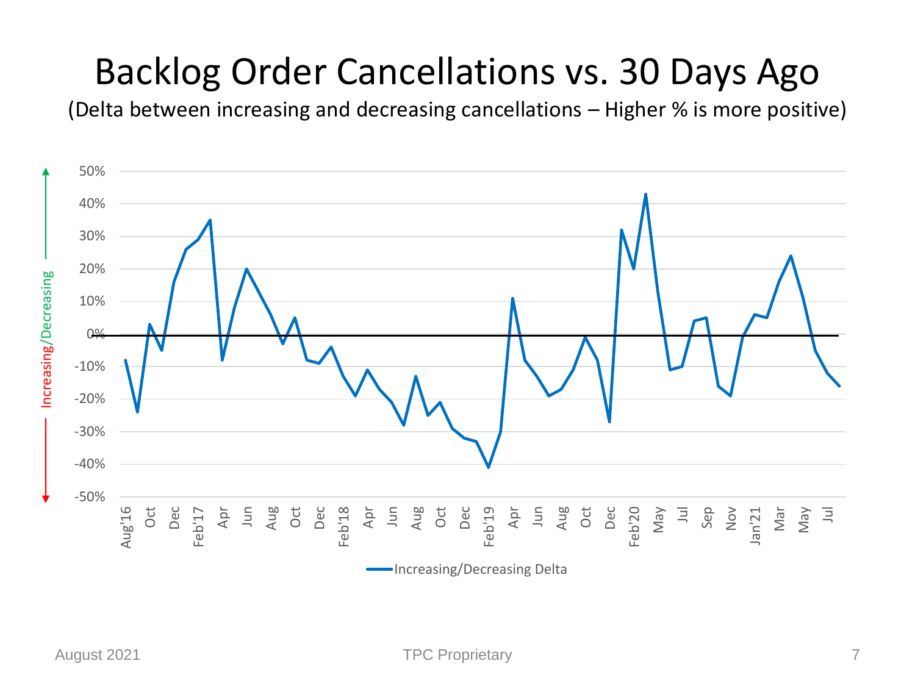# Backlog Order Cancellations vs. 30 Days Ago

(Delta between increasing and decreasing cancellations – Higher % is more positive)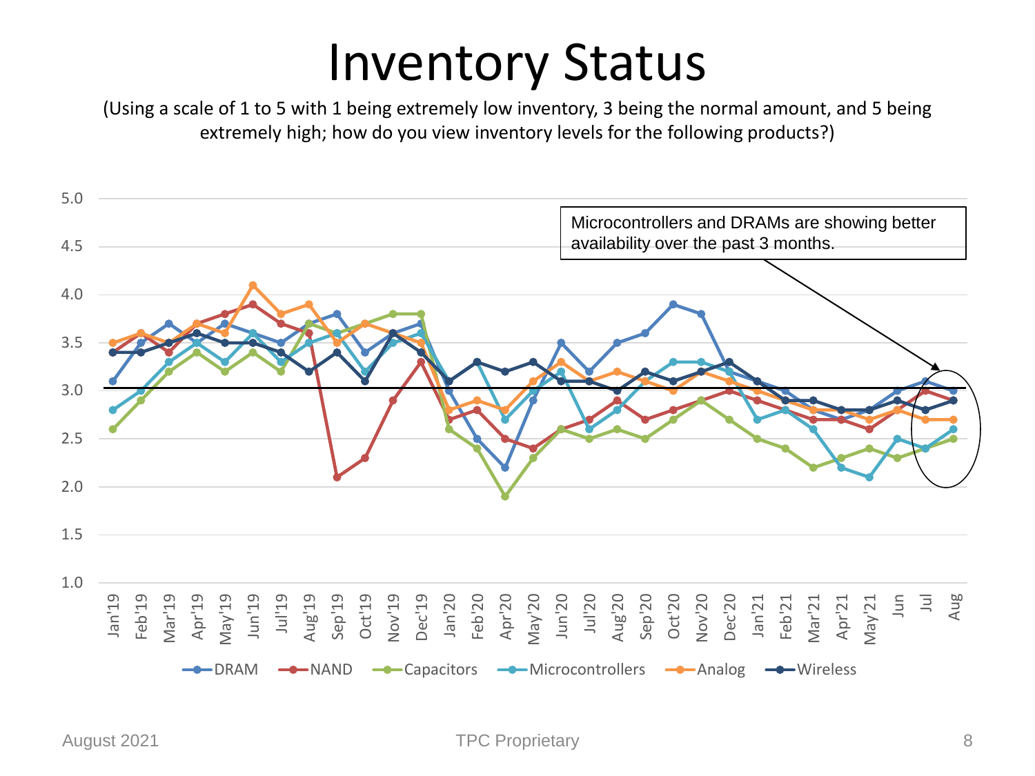# Inventory Status

(Using a scale of 1 to 5 with 1 being extremely low inventory, 3 being the normal amount, and 5 being extremely high; how do you view inventory levels for the following products?)

Microcontrollers and DRAMs are showing better availability over the past 3 months.

DRAM, NAND, Capacitors, Microcontrollers, Analog, Wireless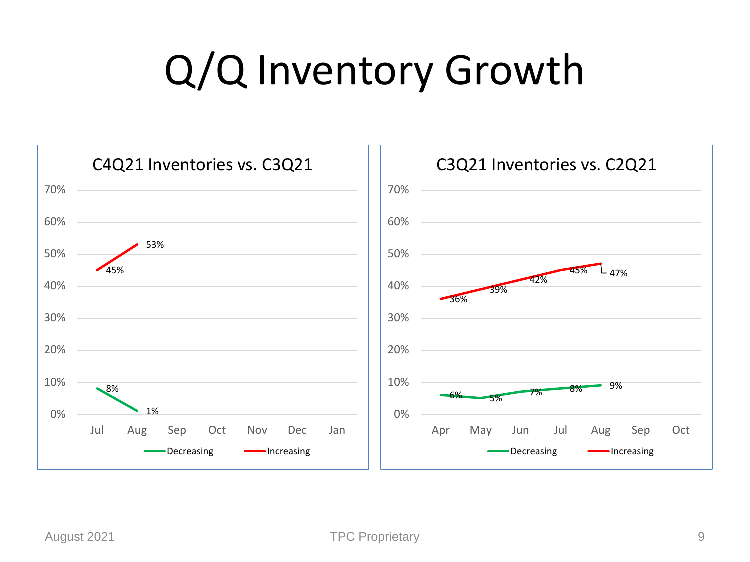# Q/Q Inventory Growth

**C4Q21 Inventories vs. C3Q21**

| Month | Decreasing | Increasing |
| --- | --- | --- |
| Jul | 8% | 45% |
| Aug | 1% | 53% |
| Sep | | |
| Oct | | |
| Nov | | |
| Dec | | |
| Jan | | |

**C3Q21 Inventories vs. C2Q21**

| Month | Decreasing | Increasing |
| --- | --- | --- |
| Apr | 6% | 36% |
| May | 5% | 39% |
| Jun | 7% | 42% |
| Jul | 8% | 45% |
| Aug | 9% | 47% |
| Sep | | |
| Oct | | |

August 2021 TPC Proprietary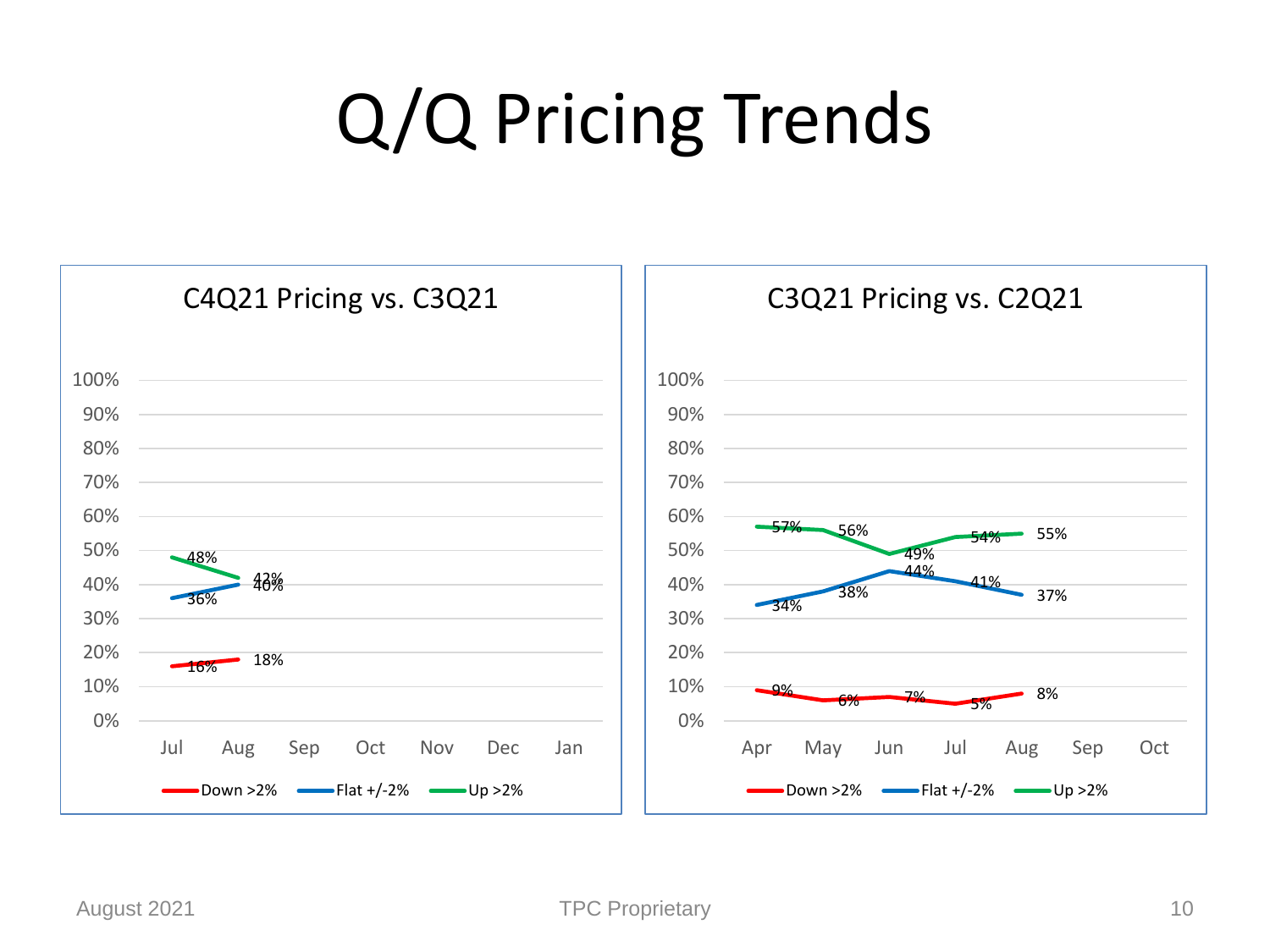# Q/Q Pricing Trends

## C4Q21 Pricing vs. C3Q21

| | Jul | Aug | Sep | Oct | Nov | Dec | Jan |
|---|---|---|---|---|---|---|---|
| Down >2% | 16% | 18% | | | | | |
| Flat +/-2% | 36% | 40% | | | | | |
| Up >2% | 48% | 42% | | | | | |

## C3Q21 Pricing vs. C2Q21

| | Apr | May | Jun | Jul | Aug | Sep | Oct |
|---|---|---|---|---|---|---|---|
| Down >2% | 9% | 6% | 7% | 5% | 8% | | |
| Flat +/-2% | 34% | 38% | 44% | 41% | 37% | | |
| Up >2% | 57% | 56% | 49% | 54% | 55% | | |

August 2021 TPC Proprietary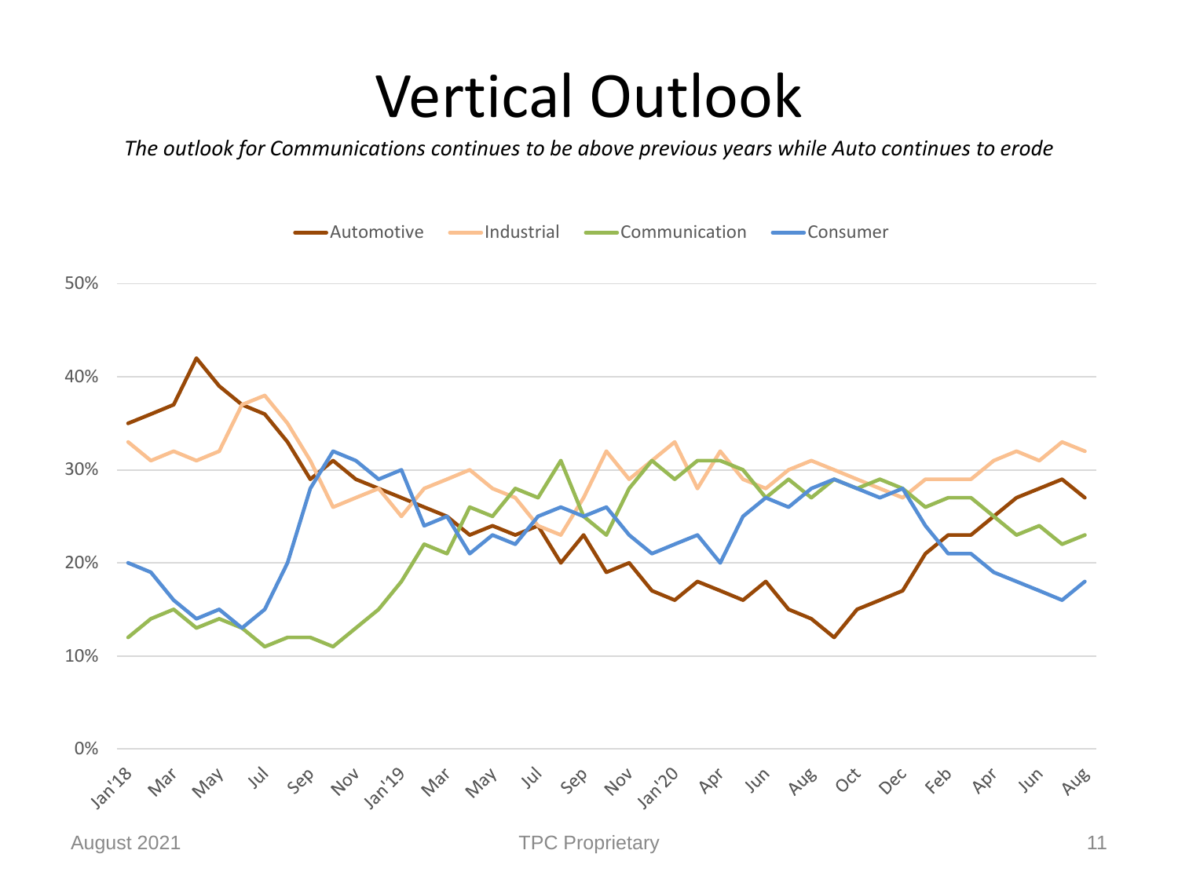# Vertical Outlook

*The outlook for Communications continues to be above previous years while Auto continues to erode*

Automotive
Industrial
Communication
Consumer

50%
40%
30%
20%
10%
0%

Jan'18
Mar
May
Jul
Sep
Nov
Jan'19
Mar
May
Jul
Sep
Nov
Jan'20
Apr
Jun
Aug
Oct
Dec
Feb
Apr
Jun
Aug

August 2021

TPC Proprietary